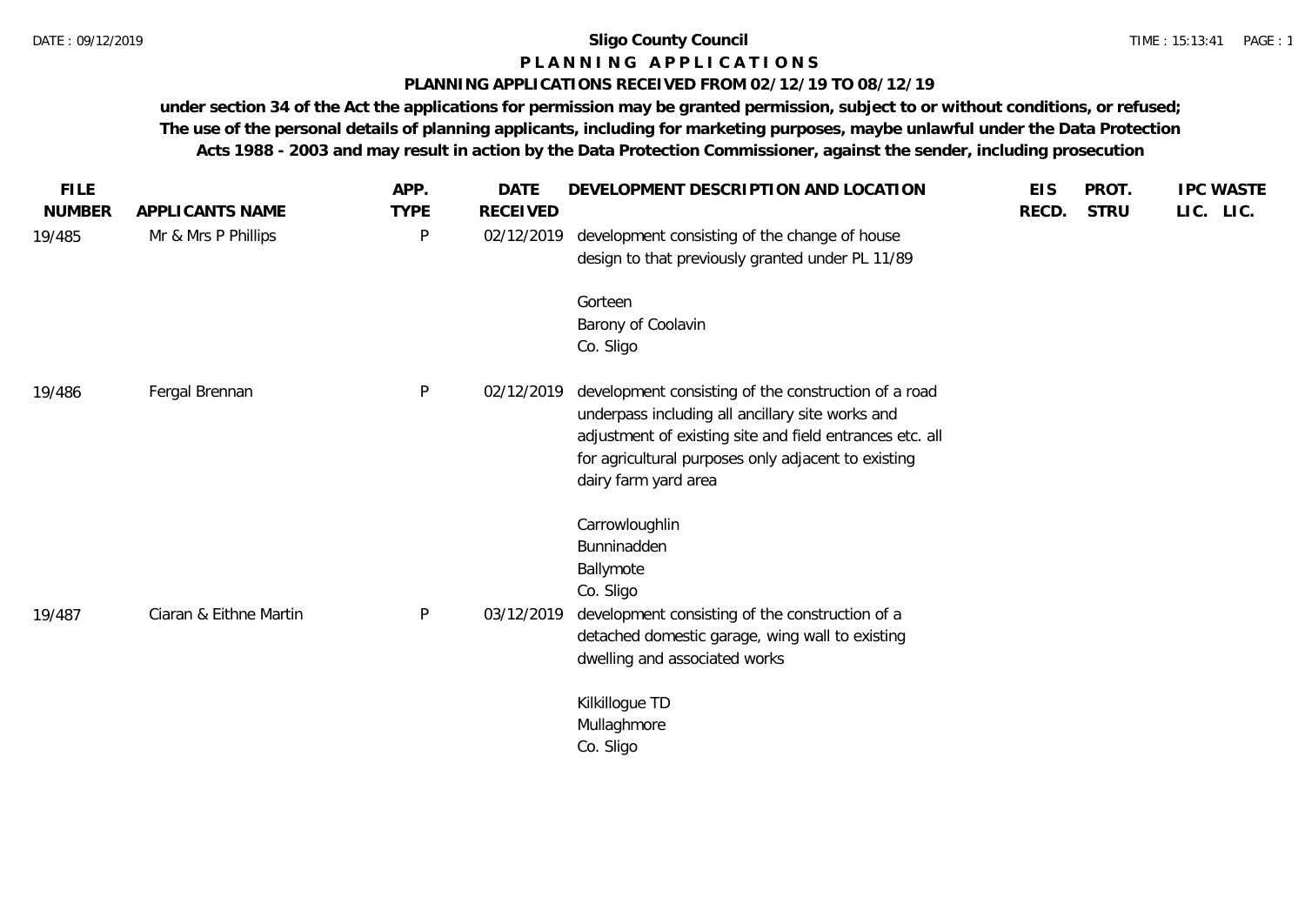**Sligo County Council**

# PLANNING APPLICATIONS

## PLANNING APPLICATIONS RECEIVED FROM 02/12/19 TO 08/12/19

**under section 34 of the Act the applications for permission may be granted permission, subject to or without conditions, or refused; The use of the personal details of planning applicants, including for marketing purposes, maybe unlawful under the Data Protection Acts 1988 - 2003 and may result in action by the Data Protection Commissioner, against the sender, including prosecution**

| FILE NUMBER | APPLICANTS NAME | APP. TYPE | DATE RECEIVED | DEVELOPMENT DESCRIPTION AND LOCATION | EIS RECD. | PROT. STRU | IPC LIC. | WASTE LIC. |
|---|---|---|---|---|---|---|---|---|
| 19/485 | Mr & Mrs P Phillips | P | 02/12/2019 | development consisting of the change of house design to that previously granted under PL 11/89<br><br>Gorteen<br>Barony of Coolavin<br>Co. Sligo | | | | |
| 19/486 | Fergal Brennan | P | 02/12/2019 | development consisting of the construction of a road underpass including all ancillary site works and adjustment of existing site and field entrances etc. all for agricultural purposes only adjacent to existing dairy farm yard area<br><br>Carrowloughlin<br>Bunninadden<br>Ballymote<br>Co. Sligo | | | | |
| 19/487 | Ciaran & Eithne Martin | P | 03/12/2019 | development consisting of the construction of a detached domestic garage, wing wall to existing dwelling and associated works<br><br>Kilkillogue TD<br>Mullaghmore<br>Co. Sligo | | | | |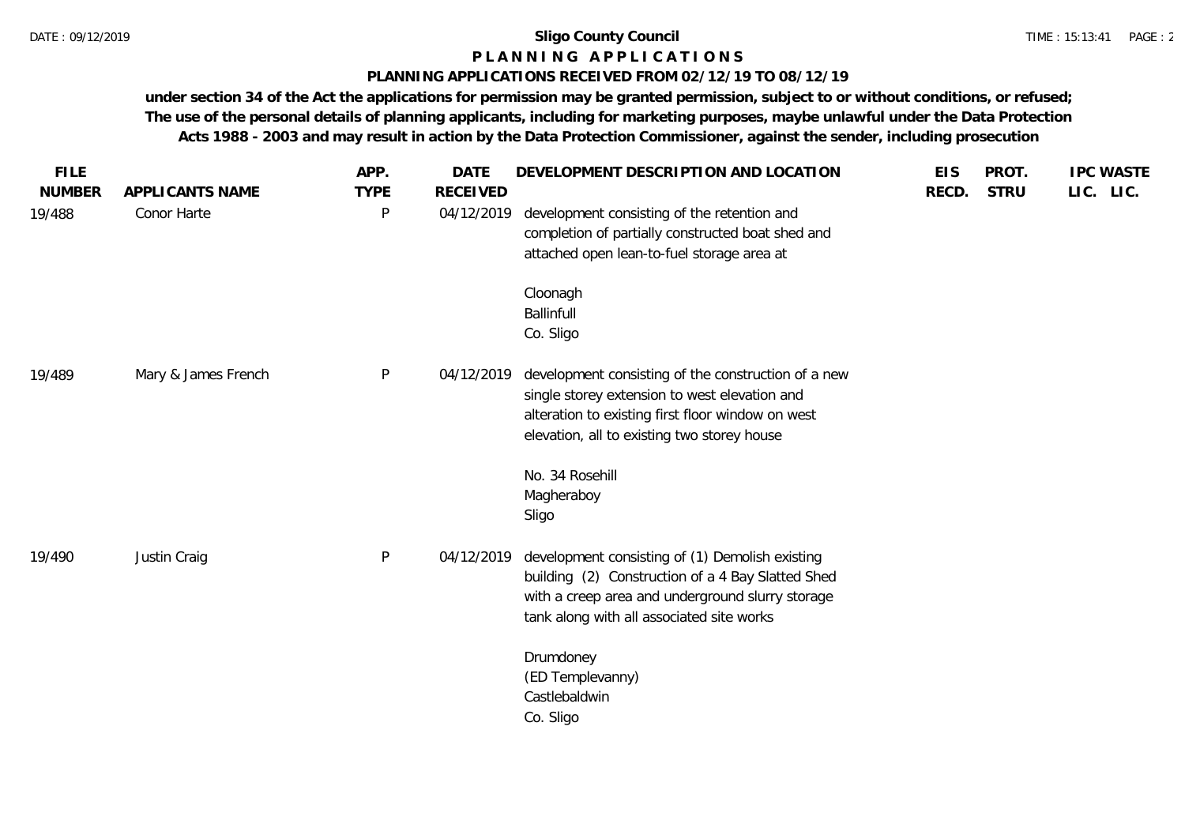**Sligo County Council**

**P L A N N I N G   A P P L I C A T I O N S**

**PLANNING APPLICATIONS RECEIVED FROM 02/12/19 TO 08/12/19**

**under section 34 of the Act the applications for permission may be granted permission, subject to or without conditions, or refused; The use of the personal details of planning applicants, including for marketing purposes, maybe unlawful under the Data Protection Acts 1988 - 2003 and may result in action by the Data Protection Commissioner, against the sender, including prosecution**

| FILE NUMBER | APPLICANTS NAME | APP. TYPE | DATE RECEIVED | DEVELOPMENT DESCRIPTION AND LOCATION | EIS RECD. | PROT. STRU | IPC LIC. | WASTE LIC. |
|---|---|---|---|---|---|---|---|---|
| 19/488 | Conor Harte | P | 04/12/2019 | development consisting of the retention and completion of partially constructed boat shed and attached open lean-to-fuel storage area at<br><br>Cloonagh<br>Ballinfull<br>Co. Sligo | | | | |
| 19/489 | Mary & James French | P | 04/12/2019 | development consisting of the construction of a new single storey extension to west elevation and alteration to existing first floor window on west elevation, all to existing two storey house<br><br>No. 34 Rosehill<br>Magheraboy<br>Sligo | | | | |
| 19/490 | Justin Craig | P | 04/12/2019 | development consisting of (1) Demolish existing building (2) Construction of a 4 Bay Slatted Shed with a creep area and underground slurry storage tank along with all associated site works<br><br>Drumdoney<br>(ED Templevanny)<br>Castlebaldwin<br>Co. Sligo | | | | |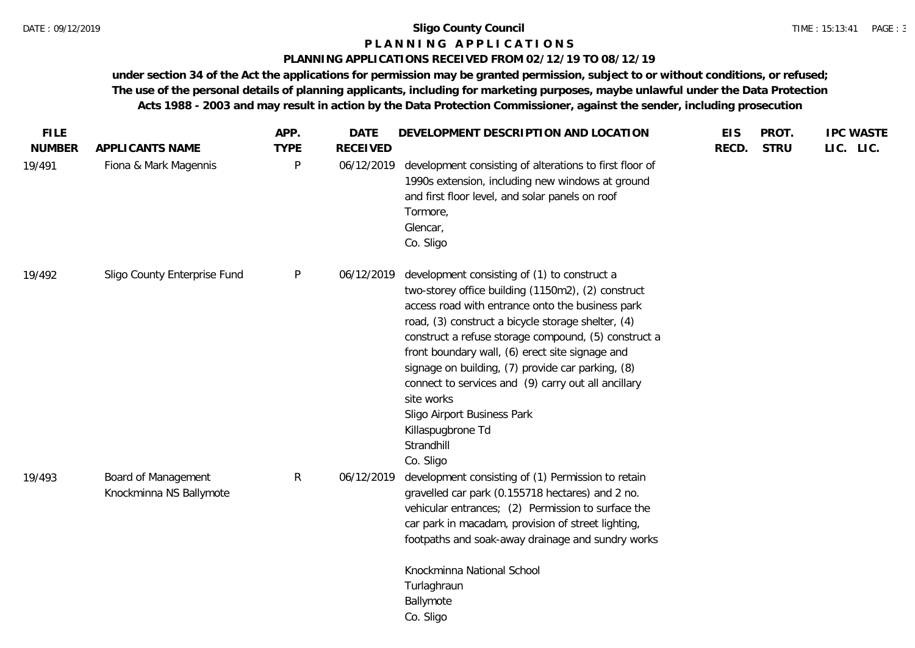**Sligo County Council**

**P L A N N I N G   A P P L I C A T I O N S**

**PLANNING APPLICATIONS RECEIVED FROM 02/12/19 TO 08/12/19**

**under section 34 of the Act the applications for permission may be granted permission, subject to or without conditions, or refused; The use of the personal details of planning applicants, including for marketing purposes, maybe unlawful under the Data Protection Acts 1988 - 2003 and may result in action by the Data Protection Commissioner, against the sender, including prosecution**

| FILE NUMBER | APPLICANTS NAME | APP. TYPE | DATE RECEIVED | DEVELOPMENT DESCRIPTION AND LOCATION | EIS RECD. | PROT. STRU | IPC LIC. | WASTE LIC. |
|---|---|---|---|---|---|---|---|---|
| 19/491 | Fiona & Mark Magennis | P | 06/12/2019 | development consisting of alterations to first floor of 1990s extension, including new windows at ground and first floor level, and solar panels on roof<br>Tormore,<br>Glencar,<br>Co. Sligo | | | | |
| 19/492 | Sligo County Enterprise Fund | P | 06/12/2019 | development consisting of (1) to construct a two-storey office building (1150m2), (2) construct access road with entrance onto the business park road, (3) construct a bicycle storage shelter, (4) construct a refuse storage compound, (5) construct a front boundary wall, (6) erect site signage and signage on building, (7) provide car parking, (8) connect to services and (9) carry out all ancillary site works<br>Sligo Airport Business Park<br>Killaspugbrone Td<br>Strandhill<br>Co. Sligo | | | | |
| 19/493 | Board of Management Knockminna NS Ballymote | R | 06/12/2019 | development consisting of (1) Permission to retain gravelled car park (0.155718 hectares) and 2 no. vehicular entrances; (2) Permission to surface the car park in macadam, provision of street lighting, footpaths and soak-away drainage and sundry works<br><br>Knockminna National School<br>Turlaghraun<br>Ballymote<br>Co. Sligo | | | | |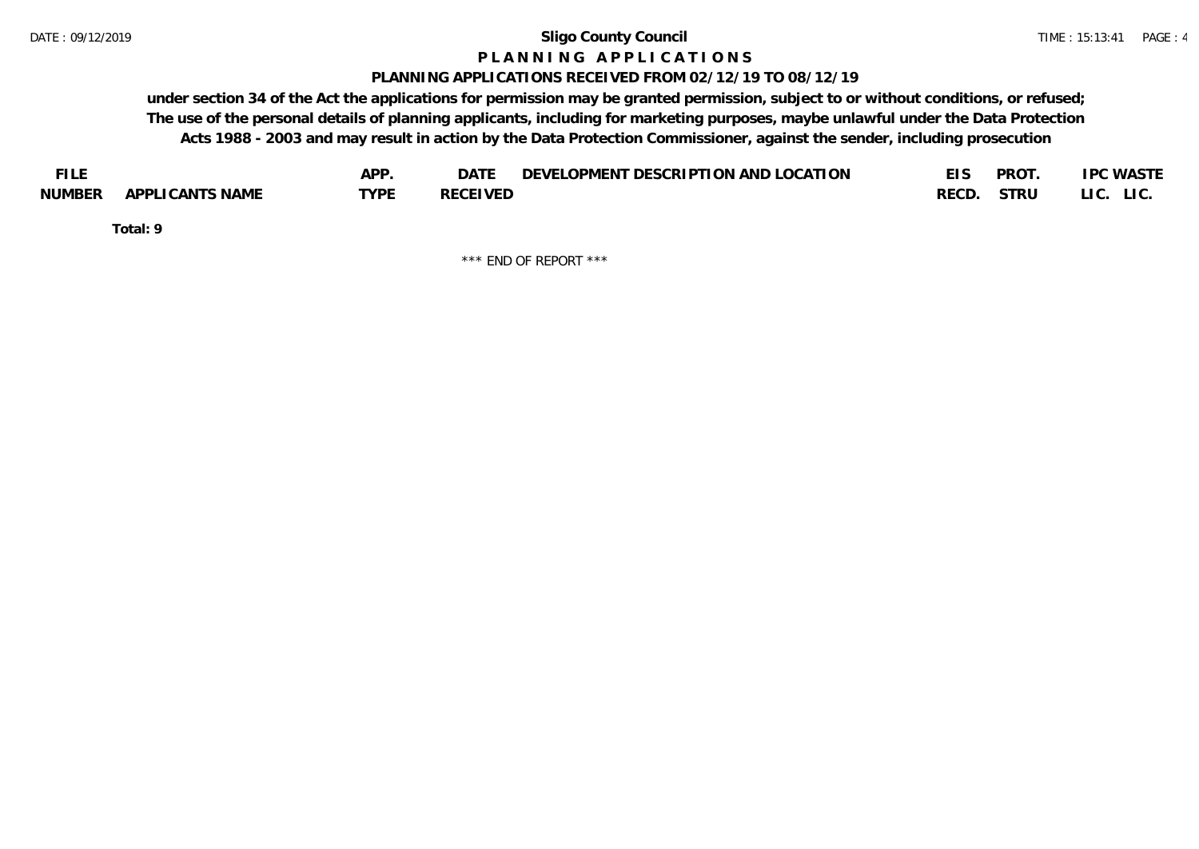# Sligo County Council

## P L A N N I N G   A P P L I C A T I O N S

### PLANNING APPLICATIONS RECEIVED FROM 02/12/19 TO 08/12/19

**under section 34 of the Act the applications for permission may be granted permission, subject to or without conditions, or refused; The use of the personal details of planning applicants, including for marketing purposes, maybe unlawful under the Data Protection Acts 1988 - 2003 and may result in action by the Data Protection Commissioner, against the sender, including prosecution**

| FILE NUMBER | APPLICANTS NAME | APP. TYPE | DATE RECEIVED | DEVELOPMENT DESCRIPTION AND LOCATION | EIS RECD. | PROT. STRU | IPC LIC. | WASTE LIC. |
|---|---|---|---|---|---|---|---|---|

**Total: 9**

\*\*\* END OF REPORT \*\*\*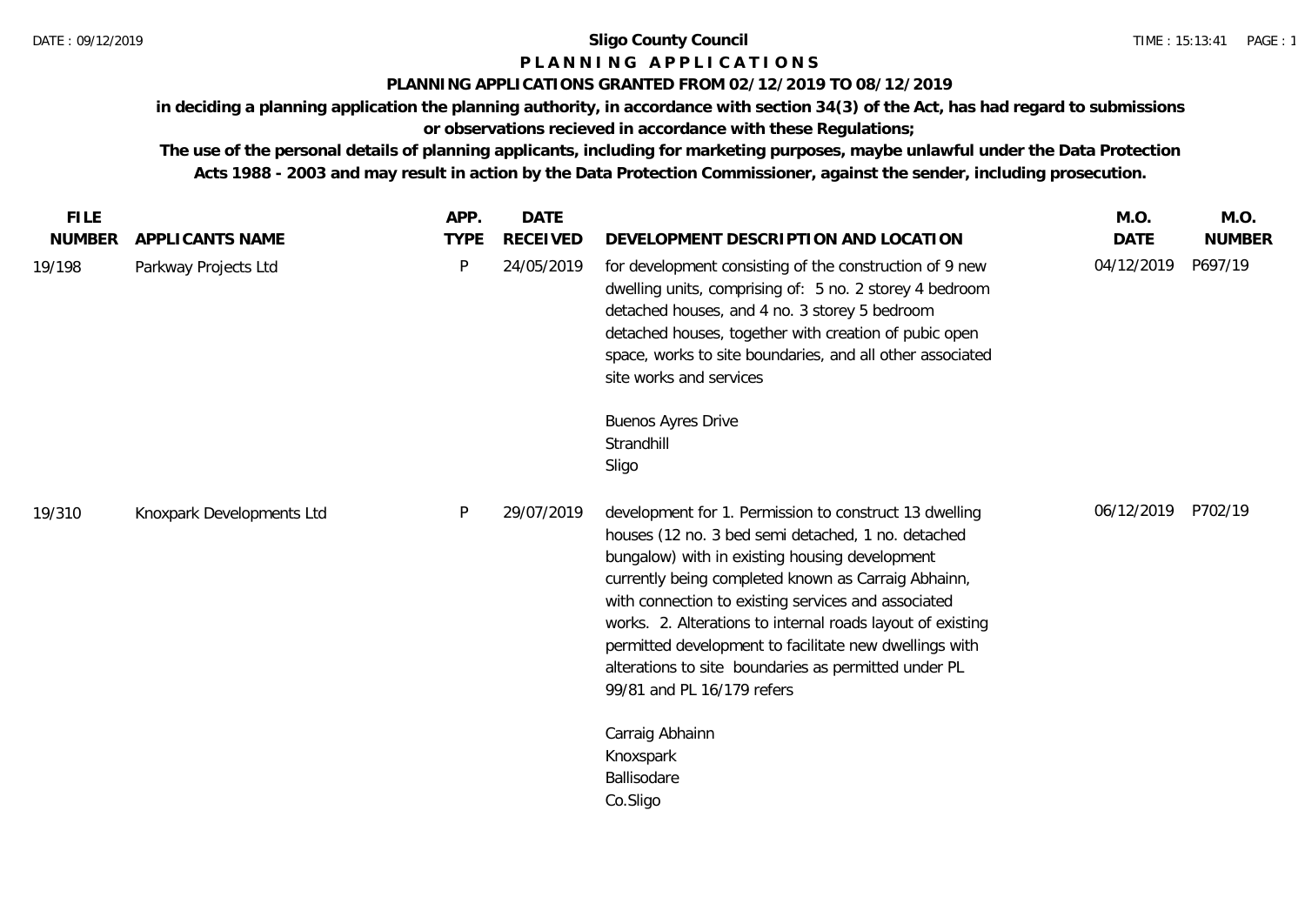**Sligo County Council**

**P L A N N I N G   A P P L I C A T I O N S**

**PLANNING APPLICATIONS GRANTED FROM 02/12/2019 TO 08/12/2019**

**in deciding a planning application the planning authority, in accordance with section 34(3) of the Act, has had regard to submissions or observations recieved in accordance with these Regulations;**

**The use of the personal details of planning applicants, including for marketing purposes, maybe unlawful under the Data Protection Acts 1988 - 2003 and may result in action by the Data Protection Commissioner, against the sender, including prosecution.**

| FILE NUMBER | APPLICANTS NAME | APP. TYPE | DATE RECEIVED | DEVELOPMENT DESCRIPTION AND LOCATION | M.O. DATE | M.O. NUMBER |
|---|---|---|---|---|---|---|
| 19/198 | Parkway Projects Ltd | P | 24/05/2019 | for development consisting of the construction of 9 new dwelling units, comprising of: 5 no. 2 storey 4 bedroom detached houses, and 4 no. 3 storey 5 bedroom detached houses, together with creation of pubic open space, works to site boundaries, and all other associated site works and services<br><br>Buenos Ayres Drive<br>Strandhill<br>Sligo | 04/12/2019 | P697/19 |
| 19/310 | Knoxpark Developments Ltd | P | 29/07/2019 | development for 1. Permission to construct 13 dwelling houses (12 no. 3 bed semi detached, 1 no. detached bungalow) with in existing housing development currently being completed known as Carraig Abhainn, with connection to existing services and associated works. 2. Alterations to internal roads layout of existing permitted development to facilitate new dwellings with alterations to site boundaries as permitted under PL 99/81 and PL 16/179 refers<br><br>Carraig Abhainn<br>Knoxspark<br>Ballisodare<br>Co.Sligo | 06/12/2019 | P702/19 |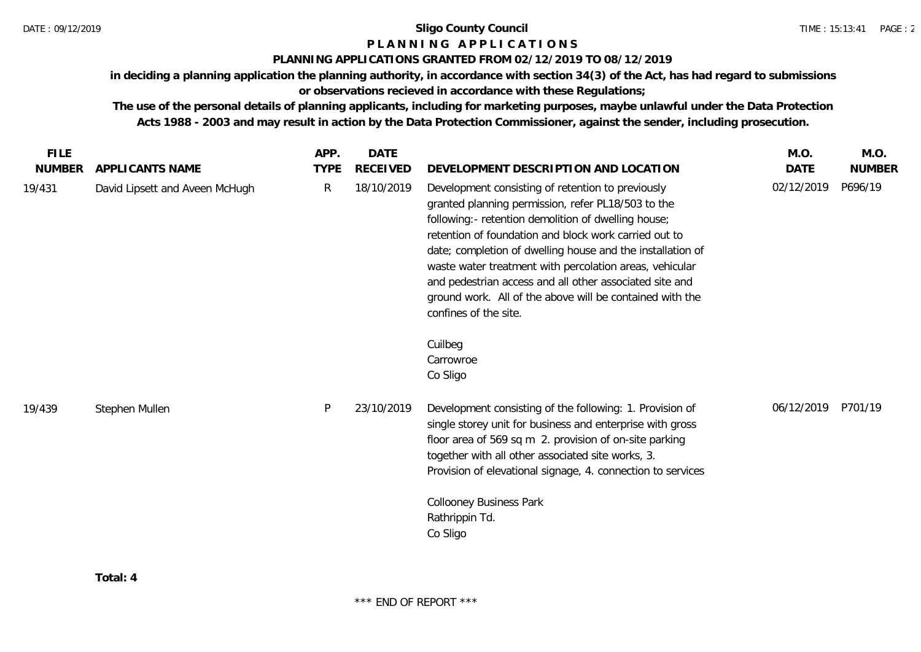**Sligo County Council**

**P L A N N I N G   A P P L I C A T I O N S**

**PLANNING APPLICATIONS GRANTED FROM 02/12/2019 TO 08/12/2019**

**in deciding a planning application the planning authority, in accordance with section 34(3) of the Act, has had regard to submissions or observations recieved in accordance with these Regulations;**

**The use of the personal details of planning applicants, including for marketing purposes, maybe unlawful under the Data Protection Acts 1988 - 2003 and may result in action by the Data Protection Commissioner, against the sender, including prosecution.**

| FILE NUMBER | APPLICANTS NAME | APP. TYPE | DATE RECEIVED | DEVELOPMENT DESCRIPTION AND LOCATION | M.O. DATE | M.O. NUMBER |
|---|---|---|---|---|---|---|
| 19/431 | David Lipsett and Aveen McHugh | R | 18/10/2019 | Development consisting of retention to previously granted planning permission, refer PL18/503 to the following:- retention demolition of dwelling house; retention of foundation and block work carried out to date; completion of dwelling house and the installation of waste water treatment with percolation areas, vehicular and pedestrian access and all other associated site and ground work. All of the above will be contained with the confines of the site.<br><br>Cuilbeg<br>Carrowroe<br>Co Sligo | 02/12/2019 | P696/19 |
| 19/439 | Stephen Mullen | P | 23/10/2019 | Development consisting of the following: 1. Provision of single storey unit for business and enterprise with gross floor area of 569 sq m 2. provision of on-site parking together with all other associated site works, 3. Provision of elevational signage, 4. connection to services<br><br>Collooney Business Park<br>Rathrippin Td.<br>Co Sligo | 06/12/2019 | P701/19 |

**Total: 4**

\*\*\* END OF REPORT \*\*\*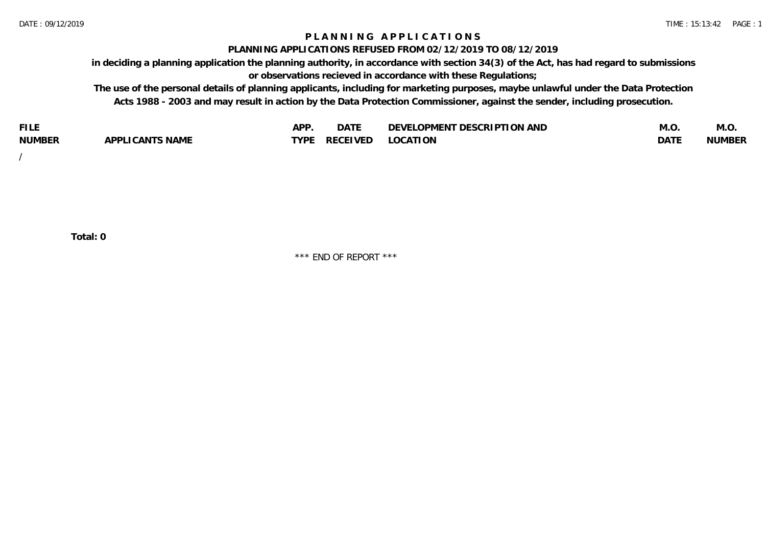# PLANNING APPLICATIONS

## PLANNING APPLICATIONS REFUSED FROM 02/12/2019 TO 08/12/2019

**in deciding a planning application the planning authority, in accordance with section 34(3) of the Act, has had regard to submissions or observations recieved in accordance with these Regulations;**

**The use of the personal details of planning applicants, including for marketing purposes, maybe unlawful under the Data Protection Acts 1988 - 2003 and may result in action by the Data Protection Commissioner, against the sender, including prosecution.**

| FILE NUMBER | APPLICANTS NAME | APP. TYPE | DATE RECEIVED | DEVELOPMENT DESCRIPTION AND LOCATION | M.O. DATE | M.O. NUMBER |
|---|---|---|---|---|---|---|
| / | | | | | | |

**Total: 0**

\*\*\* END OF REPORT \*\*\*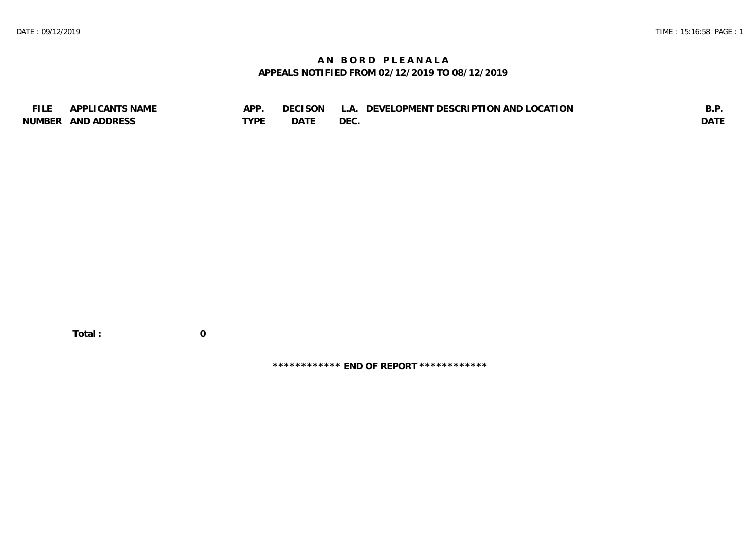# AN BORD PLEANALA

## APPEALS NOTIFIED FROM 02/12/2019 TO 08/12/2019

| FILE NUMBER | APPLICANTS NAME AND ADDRESS | APP. TYPE | DECISON DATE | L.A. DEC. | DEVELOPMENT DESCRIPTION AND LOCATION | B.P. DATE |
|---|---|---|---|---|---|---|

**Total : 0**

**************** END OF REPORT ****************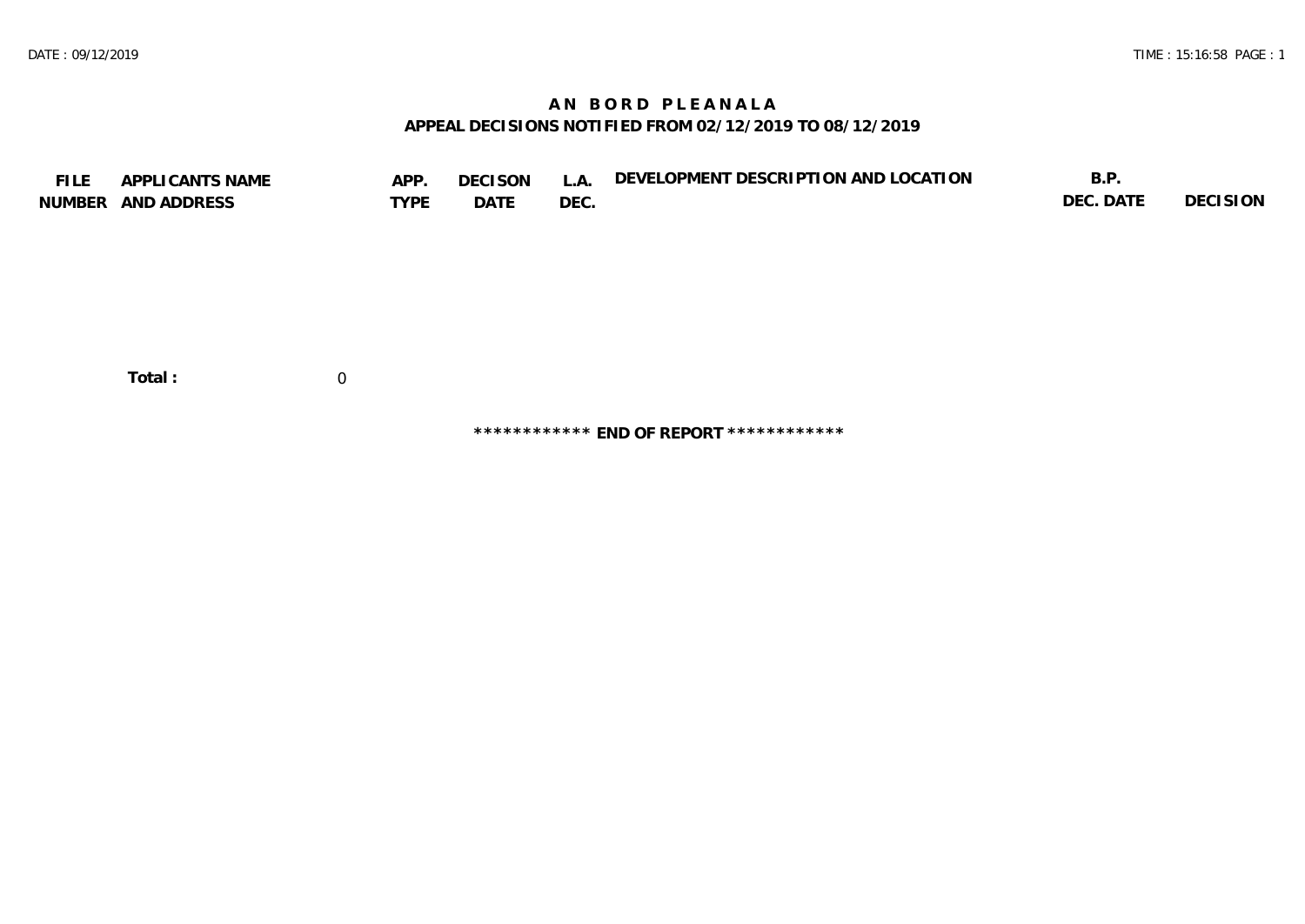# AN BORD PLEANALA

## APPEAL DECISIONS NOTIFIED FROM 02/12/2019 TO 08/12/2019

| FILE NUMBER | APPLICANTS NAME AND ADDRESS | APP. TYPE | DECISON DATE | L.A. DEC. | DEVELOPMENT DESCRIPTION AND LOCATION | B.P. DEC. DATE | DECISION |
|---|---|---|---|---|---|---|---|

**Total :** 0

************ **END OF REPORT** ************